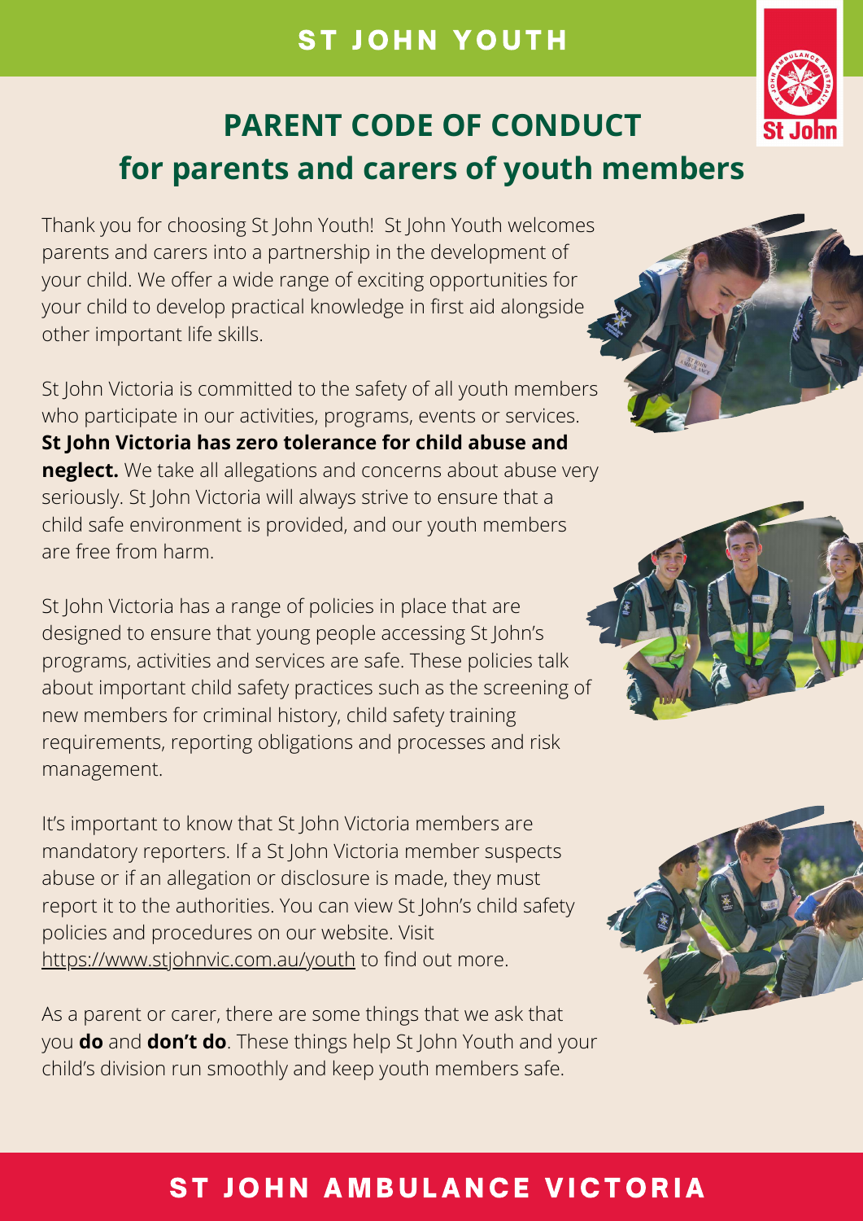ST JOHN YOUTH

# PARENT CODE OF CONDUCT for parents and carers of youth members

Thank you for choosing St John Youth! St John Youth welcomes parents and carers into a partnership in the development of your child. We offer a wide range of exciting opportunities for your child to develop practical knowledge in first aid alongside other important life skills.

St John Victoria is committed to the safety of all youth members who participate in our activities, programs, events or services. **St John Victoria has zero tolerance for child abuse and neglect.** We take all allegations and concerns about abuse very seriously. St John Victoria will always strive to ensure that a child safe environment is provided, and our youth members are free from harm.

St John Victoria has a range of policies in place that are designed to ensure that young people accessing St John's programs, activities and services are safe. These policies talk about important child safety practices such as the screening of new members for criminal history, child safety training requirements, reporting obligations and processes and risk management.

It's important to know that St John Victoria members are mandatory reporters. If a St John Victoria member suspects abuse or if an allegation or disclosure is made, they must report it to the authorities. You can view St John's child safety policies and procedures on our website. Visit https://www.stjohnvic.com.au/youth to find out more.

As a parent or carer, there are some things that we ask that you **do** and **don't do**. These things help St John Youth and your child's division run smoothly and keep youth members safe.

ST JOHN AMBULANCE VICTORIA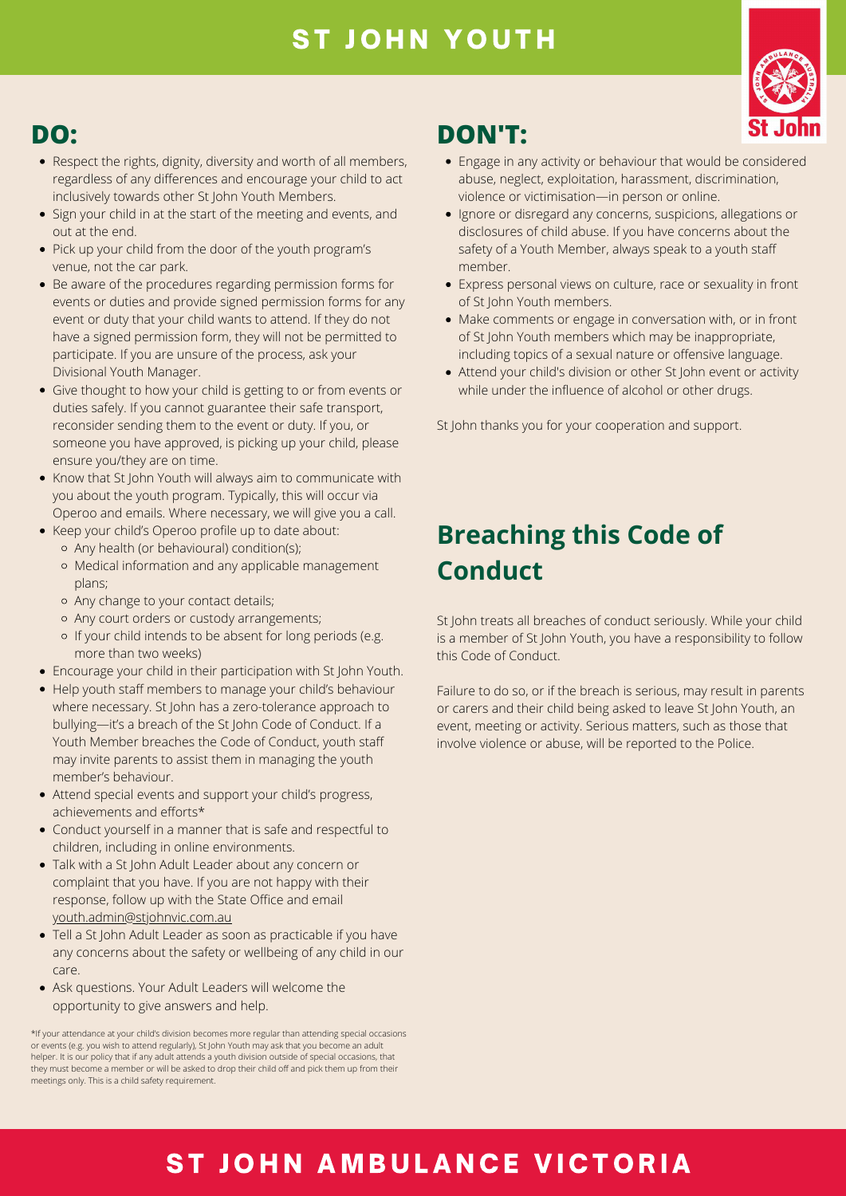# ST JOHN YOUTH

## DO:

- Respect the rights, dignity, diversity and worth of all members, regardless of any differences and encourage your child to act inclusively towards other St John Youth Members.
- Sign your child in at the start of the meeting and events, and out at the end.
- Pick up your child from the door of the youth program's venue, not the car park.
- Be aware of the procedures regarding permission forms for events or duties and provide signed permission forms for any event or duty that your child wants to attend. If they do not have a signed permission form, they will not be permitted to participate. If you are unsure of the process, ask your Divisional Youth Manager.
- Give thought to how your child is getting to or from events or duties safely. If you cannot guarantee their safe transport, reconsider sending them to the event or duty. If you, or someone you have approved, is picking up your child, please ensure you/they are on time.
- Know that St John Youth will always aim to communicate with you about the youth program. Typically, this will occur via Operoo and emails. Where necessary, we will give you a call.
- Keep your child's Operoo profile up to date about:
  - Any health (or behavioural) condition(s);
  - Medical information and any applicable management plans;
  - Any change to your contact details;
  - Any court orders or custody arrangements;
  - If your child intends to be absent for long periods (e.g. more than two weeks)
- Encourage your child in their participation with St John Youth.
- Help youth staff members to manage your child's behaviour where necessary. St John has a zero-tolerance approach to bullying—it's a breach of the St John Code of Conduct. If a Youth Member breaches the Code of Conduct, youth staff may invite parents to assist them in managing the youth member's behaviour.
- Attend special events and support your child's progress, achievements and efforts*
- Conduct yourself in a manner that is safe and respectful to children, including in online environments.
- Talk with a St John Adult Leader about any concern or complaint that you have. If you are not happy with their response, follow up with the State Office and email youth.admin@stjohnvic.com.au
- Tell a St John Adult Leader as soon as practicable if you have any concerns about the safety or wellbeing of any child in our care.
- Ask questions. Your Adult Leaders will welcome the opportunity to give answers and help.

*If your attendance at your child's division becomes more regular than attending special occasions or events (e.g. you wish to attend regularly), St John Youth may ask that you become an adult helper. It is our policy that if any adult attends a youth division outside of special occasions, that they must become a member or will be asked to drop their child off and pick them up from their meetings only. This is a child safety requirement.

## DON'T:

- Engage in any activity or behaviour that would be considered abuse, neglect, exploitation, harassment, discrimination, violence or victimisation—in person or online.
- Ignore or disregard any concerns, suspicions, allegations or disclosures of child abuse. If you have concerns about the safety of a Youth Member, always speak to a youth staff member.
- Express personal views on culture, race or sexuality in front of St John Youth members.
- Make comments or engage in conversation with, or in front of St John Youth members which may be inappropriate, including topics of a sexual nature or offensive language.
- Attend your child's division or other St John event or activity while under the influence of alcohol or other drugs.

St John thanks you for your cooperation and support.

## Breaching this Code of Conduct

St John treats all breaches of conduct seriously. While your child is a member of St John Youth, you have a responsibility to follow this Code of Conduct.

Failure to do so, or if the breach is serious, may result in parents or carers and their child being asked to leave St John Youth, an event, meeting or activity. Serious matters, such as those that involve violence or abuse, will be reported to the Police.

ST JOHN AMBULANCE VICTORIA